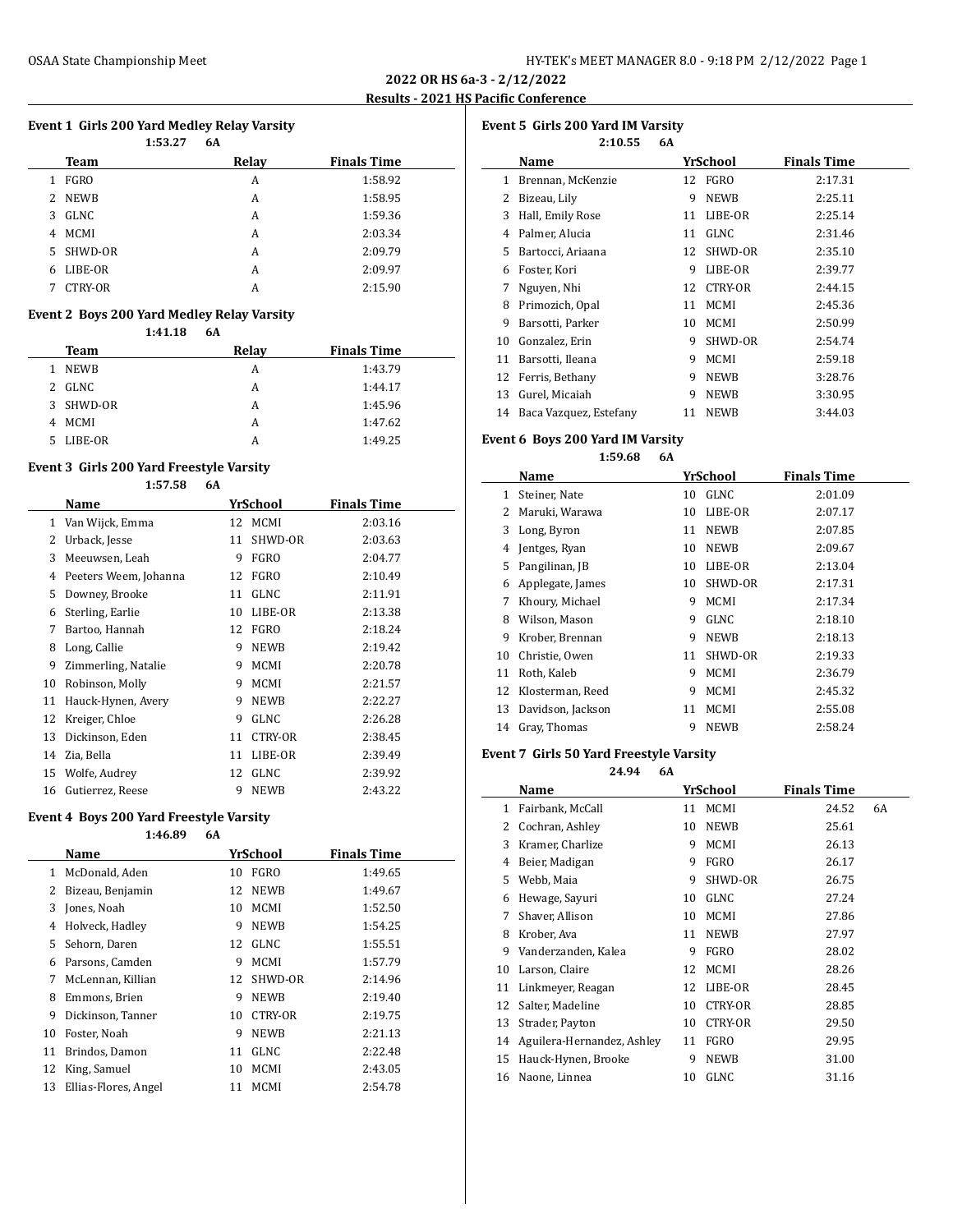## 2022 OR HS 6a-3 - 2/12/2022

### Results - 2021 HS Pacific Conference

#### Event 1 Girls 200 Yard Medley Relay Varsity

1:53.27 6A

| | Team | Relay | Finals Time |
|---|---|---|---|
| 1 | FGRO | A | 1:58.92 |
| 2 | NEWB | A | 1:58.95 |
| 3 | GLNC | A | 1:59.36 |
| 4 | MCMI | A | 2:03.34 |
| 5 | SHWD-OR | A | 2:09.79 |
| 6 | LIBE-OR | A | 2:09.97 |
| 7 | CTRY-OR | A | 2:15.90 |

#### Event 2 Boys 200 Yard Medley Relay Varsity

1:41.18 6A

| | Team | Relay | Finals Time |
|---|---|---|---|
| 1 | NEWB | A | 1:43.79 |
| 2 | GLNC | A | 1:44.17 |
| 3 | SHWD-OR | A | 1:45.96 |
| 4 | MCMI | A | 1:47.62 |
| 5 | LIBE-OR | A | 1:49.25 |

#### Event 3 Girls 200 Yard Freestyle Varsity

1:57.58 6A

| | Name | Yr | School | Finals Time |
|---|---|---|---|---|
| 1 | Van Wijck, Emma | 12 | MCMI | 2:03.16 |
| 2 | Urback, Jesse | 11 | SHWD-OR | 2:03.63 |
| 3 | Meeuwsen, Leah | 9 | FGRO | 2:04.77 |
| 4 | Peeters Weem, Johanna | 12 | FGRO | 2:10.49 |
| 5 | Downey, Brooke | 11 | GLNC | 2:11.91 |
| 6 | Sterling, Earlie | 10 | LIBE-OR | 2:13.38 |
| 7 | Bartoo, Hannah | 12 | FGRO | 2:18.24 |
| 8 | Long, Callie | 9 | NEWB | 2:19.42 |
| 9 | Zimmerling, Natalie | 9 | MCMI | 2:20.78 |
| 10 | Robinson, Molly | 9 | MCMI | 2:21.57 |
| 11 | Hauck-Hynen, Avery | 9 | NEWB | 2:22.27 |
| 12 | Kreiger, Chloe | 9 | GLNC | 2:26.28 |
| 13 | Dickinson, Eden | 11 | CTRY-OR | 2:38.45 |
| 14 | Zia, Bella | 11 | LIBE-OR | 2:39.49 |
| 15 | Wolfe, Audrey | 12 | GLNC | 2:39.92 |
| 16 | Gutierrez, Reese | 9 | NEWB | 2:43.22 |

#### Event 4 Boys 200 Yard Freestyle Varsity

1:46.89 6A

| | Name | Yr | School | Finals Time |
|---|---|---|---|---|
| 1 | McDonald, Aden | 10 | FGRO | 1:49.65 |
| 2 | Bizeau, Benjamin | 12 | NEWB | 1:49.67 |
| 3 | Jones, Noah | 10 | MCMI | 1:52.50 |
| 4 | Holveck, Hadley | 9 | NEWB | 1:54.25 |
| 5 | Sehorn, Daren | 12 | GLNC | 1:55.51 |
| 6 | Parsons, Camden | 9 | MCMI | 1:57.79 |
| 7 | McLennan, Killian | 12 | SHWD-OR | 2:14.96 |
| 8 | Emmons, Brien | 9 | NEWB | 2:19.40 |
| 9 | Dickinson, Tanner | 10 | CTRY-OR | 2:19.75 |
| 10 | Foster, Noah | 9 | NEWB | 2:21.13 |
| 11 | Brindos, Damon | 11 | GLNC | 2:22.48 |
| 12 | King, Samuel | 10 | MCMI | 2:43.05 |
| 13 | Ellias-Flores, Angel | 11 | MCMI | 2:54.78 |

#### Event 5 Girls 200 Yard IM Varsity

2:10.55 6A

| | Name | Yr | School | Finals Time |
|---|---|---|---|---|
| 1 | Brennan, McKenzie | 12 | FGRO | 2:17.31 |
| 2 | Bizeau, Lily | 9 | NEWB | 2:25.11 |
| 3 | Hall, Emily Rose | 11 | LIBE-OR | 2:25.14 |
| 4 | Palmer, Alucia | 11 | GLNC | 2:31.46 |
| 5 | Bartocci, Ariaana | 12 | SHWD-OR | 2:35.10 |
| 6 | Foster, Kori | 9 | LIBE-OR | 2:39.77 |
| 7 | Nguyen, Nhi | 12 | CTRY-OR | 2:44.15 |
| 8 | Primozich, Opal | 11 | MCMI | 2:45.36 |
| 9 | Barsotti, Parker | 10 | MCMI | 2:50.99 |
| 10 | Gonzalez, Erin | 9 | SHWD-OR | 2:54.74 |
| 11 | Barsotti, Ileana | 9 | MCMI | 2:59.18 |
| 12 | Ferris, Bethany | 9 | NEWB | 3:28.76 |
| 13 | Gurel, Micaiah | 9 | NEWB | 3:30.95 |
| 14 | Baca Vazquez, Estefany | 11 | NEWB | 3:44.03 |

#### Event 6 Boys 200 Yard IM Varsity

1:59.68 6A

| | Name | Yr | School | Finals Time |
|---|---|---|---|---|
| 1 | Steiner, Nate | 10 | GLNC | 2:01.09 |
| 2 | Maruki, Warawa | 10 | LIBE-OR | 2:07.17 |
| 3 | Long, Byron | 11 | NEWB | 2:07.85 |
| 4 | Jentges, Ryan | 10 | NEWB | 2:09.67 |
| 5 | Pangilinan, JB | 10 | LIBE-OR | 2:13.04 |
| 6 | Applegate, James | 10 | SHWD-OR | 2:17.31 |
| 7 | Khoury, Michael | 9 | MCMI | 2:17.34 |
| 8 | Wilson, Mason | 9 | GLNC | 2:18.10 |
| 9 | Krober, Brennan | 9 | NEWB | 2:18.13 |
| 10 | Christie, Owen | 11 | SHWD-OR | 2:19.33 |
| 11 | Roth, Kaleb | 9 | MCMI | 2:36.79 |
| 12 | Klosterman, Reed | 9 | MCMI | 2:45.32 |
| 13 | Davidson, Jackson | 11 | MCMI | 2:55.08 |
| 14 | Gray, Thomas | 9 | NEWB | 2:58.24 |

#### Event 7 Girls 50 Yard Freestyle Varsity

24.94 6A

| | Name | Yr | School | Finals Time | |
|---|---|---|---|---|---|
| 1 | Fairbank, McCall | 11 | MCMI | 24.52 | 6A |
| 2 | Cochran, Ashley | 10 | NEWB | 25.61 | |
| 3 | Kramer, Charlize | 9 | MCMI | 26.13 | |
| 4 | Beier, Madigan | 9 | FGRO | 26.17 | |
| 5 | Webb, Maia | 9 | SHWD-OR | 26.75 | |
| 6 | Hewage, Sayuri | 10 | GLNC | 27.24 | |
| 7 | Shaver, Allison | 10 | MCMI | 27.86 | |
| 8 | Krober, Ava | 11 | NEWB | 27.97 | |
| 9 | Vanderzanden, Kalea | 9 | FGRO | 28.02 | |
| 10 | Larson, Claire | 12 | MCMI | 28.26 | |
| 11 | Linkmeyer, Reagan | 12 | LIBE-OR | 28.45 | |
| 12 | Salter, Madeline | 10 | CTRY-OR | 28.85 | |
| 13 | Strader, Payton | 10 | CTRY-OR | 29.50 | |
| 14 | Aguilera-Hernandez, Ashley | 11 | FGRO | 29.95 | |
| 15 | Hauck-Hynen, Brooke | 9 | NEWB | 31.00 | |
| 16 | Naone, Linnea | 10 | GLNC | 31.16 | |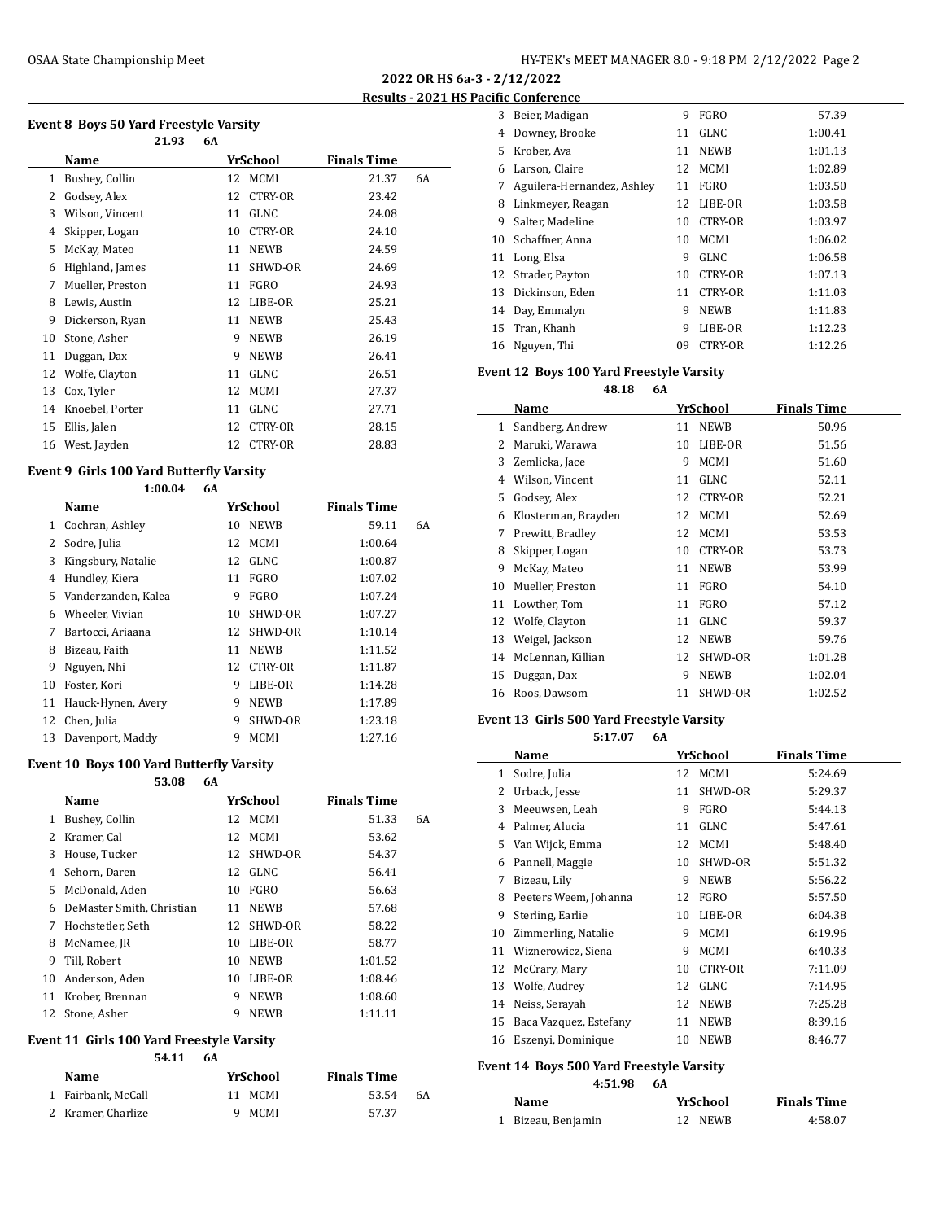## 2022 OR HS 6a-3 - 2/12/2022

### Results - 2021 HS Pacific Conference

#### Event 8 Boys 50 Yard Freestyle Varsity

21.93 6A

| | Name | Yr | School | Finals Time | |
|---|---|---|---|---|---|
| 1 | Bushey, Collin | 12 | MCMI | 21.37 | 6A |
| 2 | Godsey, Alex | 12 | CTRY-OR | 23.42 | |
| 3 | Wilson, Vincent | 11 | GLNC | 24.08 | |
| 4 | Skipper, Logan | 10 | CTRY-OR | 24.10 | |
| 5 | McKay, Mateo | 11 | NEWB | 24.59 | |
| 6 | Highland, James | 11 | SHWD-OR | 24.69 | |
| 7 | Mueller, Preston | 11 | FGRO | 24.93 | |
| 8 | Lewis, Austin | 12 | LIBE-OR | 25.21 | |
| 9 | Dickerson, Ryan | 11 | NEWB | 25.43 | |
| 10 | Stone, Asher | 9 | NEWB | 26.19 | |
| 11 | Duggan, Dax | 9 | NEWB | 26.41 | |
| 12 | Wolfe, Clayton | 11 | GLNC | 26.51 | |
| 13 | Cox, Tyler | 12 | MCMI | 27.37 | |
| 14 | Knoebel, Porter | 11 | GLNC | 27.71 | |
| 15 | Ellis, Jalen | 12 | CTRY-OR | 28.15 | |
| 16 | West, Jayden | 12 | CTRY-OR | 28.83 | |

#### Event 9 Girls 100 Yard Butterfly Varsity

1:00.04 6A

| | Name | Yr | School | Finals Time | |
|---|---|---|---|---|---|
| 1 | Cochran, Ashley | 10 | NEWB | 59.11 | 6A |
| 2 | Sodre, Julia | 12 | MCMI | 1:00.64 | |
| 3 | Kingsbury, Natalie | 12 | GLNC | 1:00.87 | |
| 4 | Hundley, Kiera | 11 | FGRO | 1:07.02 | |
| 5 | Vanderzanden, Kalea | 9 | FGRO | 1:07.24 | |
| 6 | Wheeler, Vivian | 10 | SHWD-OR | 1:07.27 | |
| 7 | Bartocci, Ariaana | 12 | SHWD-OR | 1:10.14 | |
| 8 | Bizeau, Faith | 11 | NEWB | 1:11.52 | |
| 9 | Nguyen, Nhi | 12 | CTRY-OR | 1:11.87 | |
| 10 | Foster, Kori | 9 | LIBE-OR | 1:14.28 | |
| 11 | Hauck-Hynen, Avery | 9 | NEWB | 1:17.89 | |
| 12 | Chen, Julia | 9 | SHWD-OR | 1:23.18 | |
| 13 | Davenport, Maddy | 9 | MCMI | 1:27.16 | |

#### Event 10 Boys 100 Yard Butterfly Varsity

53.08 6A

| | Name | Yr | School | Finals Time | |
|---|---|---|---|---|---|
| 1 | Bushey, Collin | 12 | MCMI | 51.33 | 6A |
| 2 | Kramer, Cal | 12 | MCMI | 53.62 | |
| 3 | House, Tucker | 12 | SHWD-OR | 54.37 | |
| 4 | Sehorn, Daren | 12 | GLNC | 56.41 | |
| 5 | McDonald, Aden | 10 | FGRO | 56.63 | |
| 6 | DeMaster Smith, Christian | 11 | NEWB | 57.68 | |
| 7 | Hochstetler, Seth | 12 | SHWD-OR | 58.22 | |
| 8 | McNamee, JR | 10 | LIBE-OR | 58.77 | |
| 9 | Till, Robert | 10 | NEWB | 1:01.52 | |
| 10 | Anderson, Aden | 10 | LIBE-OR | 1:08.46 | |
| 11 | Krober, Brennan | 9 | NEWB | 1:08.60 | |
| 12 | Stone, Asher | 9 | NEWB | 1:11.11 | |

#### Event 11 Girls 100 Yard Freestyle Varsity

54.11 6A

| | Name | Yr | School | Finals Time | |
|---|---|---|---|---|---|
| 1 | Fairbank, McCall | 11 | MCMI | 53.54 | 6A |
| 2 | Kramer, Charlize | 9 | MCMI | 57.37 | |
| 3 | Beier, Madigan | 9 | FGRO | 57.39 | |
| 4 | Downey, Brooke | 11 | GLNC | 1:00.41 | |
| 5 | Krober, Ava | 11 | NEWB | 1:01.13 | |
| 6 | Larson, Claire | 12 | MCMI | 1:02.89 | |
| 7 | Aguilera-Hernandez, Ashley | 11 | FGRO | 1:03.50 | |
| 8 | Linkmeyer, Reagan | 12 | LIBE-OR | 1:03.58 | |
| 9 | Salter, Madeline | 10 | CTRY-OR | 1:03.97 | |
| 10 | Schaffner, Anna | 10 | MCMI | 1:06.02 | |
| 11 | Long, Elsa | 9 | GLNC | 1:06.58 | |
| 12 | Strader, Payton | 10 | CTRY-OR | 1:07.13 | |
| 13 | Dickinson, Eden | 11 | CTRY-OR | 1:11.03 | |
| 14 | Day, Emmalyn | 9 | NEWB | 1:11.83 | |
| 15 | Tran, Khanh | 9 | LIBE-OR | 1:12.23 | |
| 16 | Nguyen, Thi | 09 | CTRY-OR | 1:12.26 | |

#### Event 12 Boys 100 Yard Freestyle Varsity

48.18 6A

| | Name | Yr | School | Finals Time |
|---|---|---|---|---|
| 1 | Sandberg, Andrew | 11 | NEWB | 50.96 |
| 2 | Maruki, Warawa | 10 | LIBE-OR | 51.56 |
| 3 | Zemlicka, Jace | 9 | MCMI | 51.60 |
| 4 | Wilson, Vincent | 11 | GLNC | 52.11 |
| 5 | Godsey, Alex | 12 | CTRY-OR | 52.21 |
| 6 | Klosterman, Brayden | 12 | MCMI | 52.69 |
| 7 | Prewitt, Bradley | 12 | MCMI | 53.53 |
| 8 | Skipper, Logan | 10 | CTRY-OR | 53.73 |
| 9 | McKay, Mateo | 11 | NEWB | 53.99 |
| 10 | Mueller, Preston | 11 | FGRO | 54.10 |
| 11 | Lowther, Tom | 11 | FGRO | 57.12 |
| 12 | Wolfe, Clayton | 11 | GLNC | 59.37 |
| 13 | Weigel, Jackson | 12 | NEWB | 59.76 |
| 14 | McLennan, Killian | 12 | SHWD-OR | 1:01.28 |
| 15 | Duggan, Dax | 9 | NEWB | 1:02.04 |
| 16 | Roos, Dawsom | 11 | SHWD-OR | 1:02.52 |

#### Event 13 Girls 500 Yard Freestyle Varsity

5:17.07 6A

| | Name | Yr | School | Finals Time |
|---|---|---|---|---|
| 1 | Sodre, Julia | 12 | MCMI | 5:24.69 |
| 2 | Urback, Jesse | 11 | SHWD-OR | 5:29.37 |
| 3 | Meeuwsen, Leah | 9 | FGRO | 5:44.13 |
| 4 | Palmer, Alucia | 11 | GLNC | 5:47.61 |
| 5 | Van Wijck, Emma | 12 | MCMI | 5:48.40 |
| 6 | Pannell, Maggie | 10 | SHWD-OR | 5:51.32 |
| 7 | Bizeau, Lily | 9 | NEWB | 5:56.22 |
| 8 | Peeters Weem, Johanna | 12 | FGRO | 5:57.50 |
| 9 | Sterling, Earlie | 10 | LIBE-OR | 6:04.38 |
| 10 | Zimmerling, Natalie | 9 | MCMI | 6:19.96 |
| 11 | Wiznerowicz, Siena | 9 | MCMI | 6:40.33 |
| 12 | McCrary, Mary | 10 | CTRY-OR | 7:11.09 |
| 13 | Wolfe, Audrey | 12 | GLNC | 7:14.95 |
| 14 | Neiss, Serayah | 12 | NEWB | 7:25.28 |
| 15 | Baca Vazquez, Estefany | 11 | NEWB | 8:39.16 |
| 16 | Eszenyi, Dominique | 10 | NEWB | 8:46.77 |

#### Event 14 Boys 500 Yard Freestyle Varsity

4:51.98 6A

| | Name | Yr | School | Finals Time |
|---|---|---|---|---|
| 1 | Bizeau, Benjamin | 12 | NEWB | 4:58.07 |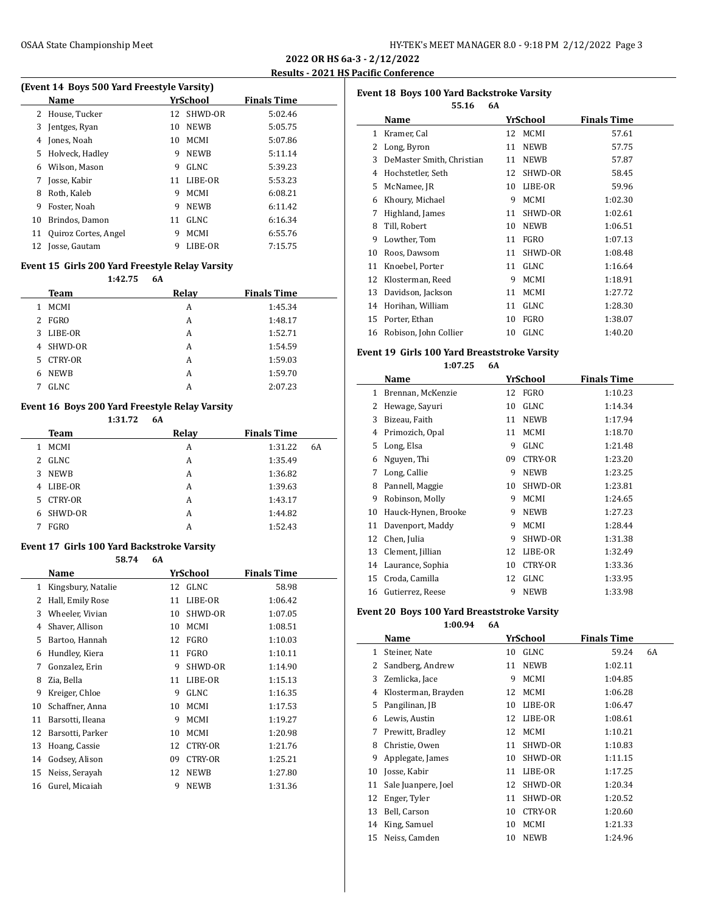## 2022 OR HS 6a-3 - 2/12/2022

### Results - 2021 HS Pacific Conference

### (Event 14 Boys 500 Yard Freestyle Varsity)

| | Name | Yr | School | Finals Time |
|---|---|---|---|---|
| 2 | House, Tucker | 12 | SHWD-OR | 5:02.46 |
| 3 | Jentges, Ryan | 10 | NEWB | 5:05.75 |
| 4 | Jones, Noah | 10 | MCMI | 5:07.86 |
| 5 | Holveck, Hadley | 9 | NEWB | 5:11.14 |
| 6 | Wilson, Mason | 9 | GLNC | 5:39.23 |
| 7 | Josse, Kabir | 11 | LIBE-OR | 5:53.23 |
| 8 | Roth, Kaleb | 9 | MCMI | 6:08.21 |
| 9 | Foster, Noah | 9 | NEWB | 6:11.42 |
| 10 | Brindos, Damon | 11 | GLNC | 6:16.34 |
| 11 | Quiroz Cortes, Angel | 9 | MCMI | 6:55.76 |
| 12 | Josse, Gautam | 9 | LIBE-OR | 7:15.75 |

### Event 15 Girls 200 Yard Freestyle Relay Varsity

1:42.75 6A

| | Team | Relay | Finals Time |
|---|---|---|---|
| 1 | MCMI | A | 1:45.34 |
| 2 | FGRO | A | 1:48.17 |
| 3 | LIBE-OR | A | 1:52.71 |
| 4 | SHWD-OR | A | 1:54.59 |
| 5 | CTRY-OR | A | 1:59.03 |
| 6 | NEWB | A | 1:59.70 |
| 7 | GLNC | A | 2:07.23 |

### Event 16 Boys 200 Yard Freestyle Relay Varsity

1:31.72 6A

| | Team | Relay | Finals Time | |
|---|---|---|---|---|
| 1 | MCMI | A | 1:31.22 | 6A |
| 2 | GLNC | A | 1:35.49 | |
| 3 | NEWB | A | 1:36.82 | |
| 4 | LIBE-OR | A | 1:39.63 | |
| 5 | CTRY-OR | A | 1:43.17 | |
| 6 | SHWD-OR | A | 1:44.82 | |
| 7 | FGRO | A | 1:52.43 | |

### Event 17 Girls 100 Yard Backstroke Varsity

58.74 6A

| | Name | Yr | School | Finals Time |
|---|---|---|---|---|
| 1 | Kingsbury, Natalie | 12 | GLNC | 58.98 |
| 2 | Hall, Emily Rose | 11 | LIBE-OR | 1:06.42 |
| 3 | Wheeler, Vivian | 10 | SHWD-OR | 1:07.05 |
| 4 | Shaver, Allison | 10 | MCMI | 1:08.51 |
| 5 | Bartoo, Hannah | 12 | FGRO | 1:10.03 |
| 6 | Hundley, Kiera | 11 | FGRO | 1:10.11 |
| 7 | Gonzalez, Erin | 9 | SHWD-OR | 1:14.90 |
| 8 | Zia, Bella | 11 | LIBE-OR | 1:15.13 |
| 9 | Kreiger, Chloe | 9 | GLNC | 1:16.35 |
| 10 | Schaffner, Anna | 10 | MCMI | 1:17.53 |
| 11 | Barsotti, Ileana | 9 | MCMI | 1:19.27 |
| 12 | Barsotti, Parker | 10 | MCMI | 1:20.98 |
| 13 | Hoang, Cassie | 12 | CTRY-OR | 1:21.76 |
| 14 | Godsey, Alison | 09 | CTRY-OR | 1:25.21 |
| 15 | Neiss, Serayah | 12 | NEWB | 1:27.80 |
| 16 | Gurel, Micaiah | 9 | NEWB | 1:31.36 |

### Event 18 Boys 100 Yard Backstroke Varsity

55.16 6A

| | Name | Yr | School | Finals Time |
|---|---|---|---|---|
| 1 | Kramer, Cal | 12 | MCMI | 57.61 |
| 2 | Long, Byron | 11 | NEWB | 57.75 |
| 3 | DeMaster Smith, Christian | 11 | NEWB | 57.87 |
| 4 | Hochstetler, Seth | 12 | SHWD-OR | 58.45 |
| 5 | McNamee, JR | 10 | LIBE-OR | 59.96 |
| 6 | Khoury, Michael | 9 | MCMI | 1:02.30 |
| 7 | Highland, James | 11 | SHWD-OR | 1:02.61 |
| 8 | Till, Robert | 10 | NEWB | 1:06.51 |
| 9 | Lowther, Tom | 11 | FGRO | 1:07.13 |
| 10 | Roos, Dawsom | 11 | SHWD-OR | 1:08.48 |
| 11 | Knoebel, Porter | 11 | GLNC | 1:16.64 |
| 12 | Klosterman, Reed | 9 | MCMI | 1:18.91 |
| 13 | Davidson, Jackson | 11 | MCMI | 1:27.72 |
| 14 | Horihan, William | 11 | GLNC | 1:28.30 |
| 15 | Porter, Ethan | 10 | FGRO | 1:38.07 |
| 16 | Robison, John Collier | 10 | GLNC | 1:40.20 |

### Event 19 Girls 100 Yard Breaststroke Varsity

1:07.25 6A

| | Name | Yr | School | Finals Time |
|---|---|---|---|---|
| 1 | Brennan, McKenzie | 12 | FGRO | 1:10.23 |
| 2 | Hewage, Sayuri | 10 | GLNC | 1:14.34 |
| 3 | Bizeau, Faith | 11 | NEWB | 1:17.94 |
| 4 | Primozich, Opal | 11 | MCMI | 1:18.70 |
| 5 | Long, Elsa | 9 | GLNC | 1:21.48 |
| 6 | Nguyen, Thi | 09 | CTRY-OR | 1:23.20 |
| 7 | Long, Callie | 9 | NEWB | 1:23.25 |
| 8 | Pannell, Maggie | 10 | SHWD-OR | 1:23.81 |
| 9 | Robinson, Molly | 9 | MCMI | 1:24.65 |
| 10 | Hauck-Hynen, Brooke | 9 | NEWB | 1:27.23 |
| 11 | Davenport, Maddy | 9 | MCMI | 1:28.44 |
| 12 | Chen, Julia | 9 | SHWD-OR | 1:31.38 |
| 13 | Clement, Jillian | 12 | LIBE-OR | 1:32.49 |
| 14 | Laurance, Sophia | 10 | CTRY-OR | 1:33.36 |
| 15 | Croda, Camilla | 12 | GLNC | 1:33.95 |
| 16 | Gutierrez, Reese | 9 | NEWB | 1:33.98 |

### Event 20 Boys 100 Yard Breaststroke Varsity

1:00.94 6A

| | Name | Yr | School | Finals Time | |
|---|---|---|---|---|---|
| 1 | Steiner, Nate | 10 | GLNC | 59.24 | 6A |
| 2 | Sandberg, Andrew | 11 | NEWB | 1:02.11 | |
| 3 | Zemlicka, Jace | 9 | MCMI | 1:04.85 | |
| 4 | Klosterman, Brayden | 12 | MCMI | 1:06.28 | |
| 5 | Pangilinan, JB | 10 | LIBE-OR | 1:06.47 | |
| 6 | Lewis, Austin | 12 | LIBE-OR | 1:08.61 | |
| 7 | Prewitt, Bradley | 12 | MCMI | 1:10.21 | |
| 8 | Christie, Owen | 11 | SHWD-OR | 1:10.83 | |
| 9 | Applegate, James | 10 | SHWD-OR | 1:11.15 | |
| 10 | Josse, Kabir | 11 | LIBE-OR | 1:17.25 | |
| 11 | Sale Juanpere, Joel | 12 | SHWD-OR | 1:20.34 | |
| 12 | Enger, Tyler | 11 | SHWD-OR | 1:20.52 | |
| 13 | Bell, Carson | 10 | CTRY-OR | 1:20.60 | |
| 14 | King, Samuel | 10 | MCMI | 1:21.33 | |
| 15 | Neiss, Camden | 10 | NEWB | 1:24.96 | |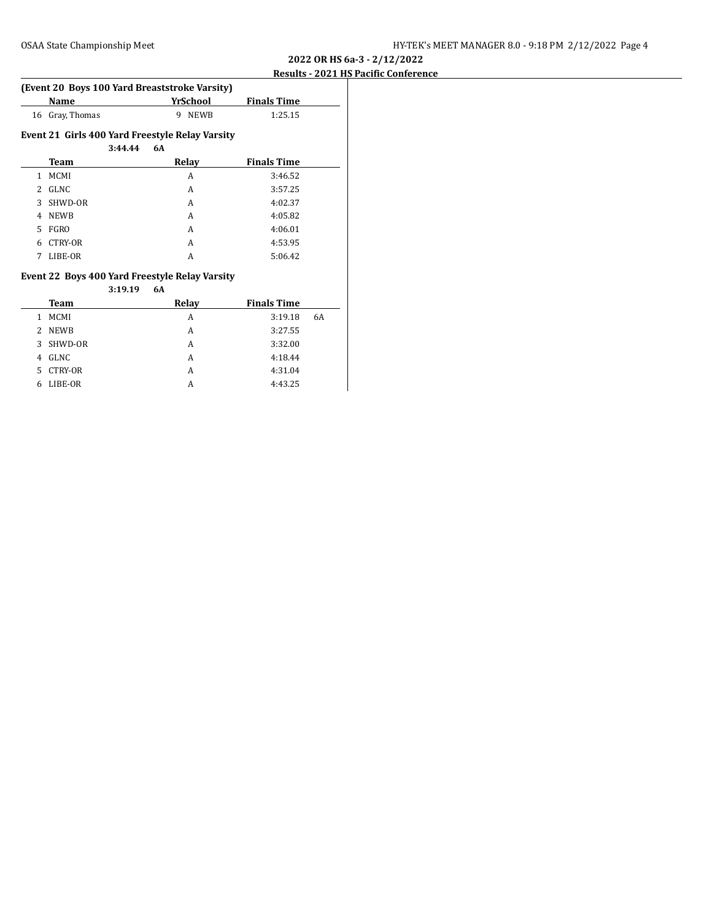**2022 OR HS 6a-3 - 2/12/2022**

**Results - 2021 HS Pacific Conference**

**(Event 20 Boys 100 Yard Breaststroke Varsity)**

| | Name | Yr | School | Finals Time |
|---|---|---|---|---|
| 16 | Gray, Thomas | 9 | NEWB | 1:25.15 |

**Event 21 Girls 400 Yard Freestyle Relay Varsity**

**3:44.44 6A**

| | Team | Relay | Finals Time | |
|---|---|---|---|---|
| 1 | MCMI | A | 3:46.52 | |
| 2 | GLNC | A | 3:57.25 | |
| 3 | SHWD-OR | A | 4:02.37 | |
| 4 | NEWB | A | 4:05.82 | |
| 5 | FGRO | A | 4:06.01 | |
| 6 | CTRY-OR | A | 4:53.95 | |
| 7 | LIBE-OR | A | 5:06.42 | |

**Event 22 Boys 400 Yard Freestyle Relay Varsity**

**3:19.19 6A**

| | Team | Relay | Finals Time | |
|---|---|---|---|---|
| 1 | MCMI | A | 3:19.18 | 6A |
| 2 | NEWB | A | 3:27.55 | |
| 3 | SHWD-OR | A | 3:32.00 | |
| 4 | GLNC | A | 4:18.44 | |
| 5 | CTRY-OR | A | 4:31.04 | |
| 6 | LIBE-OR | A | 4:43.25 | |